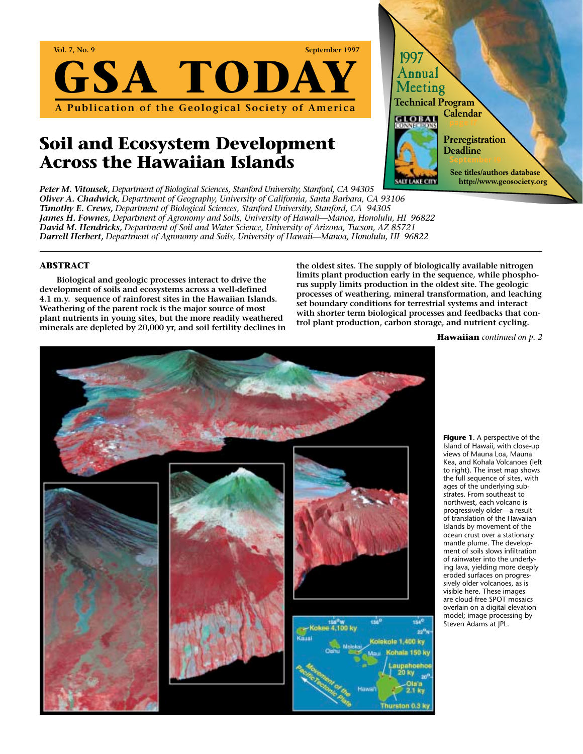# GSA TODAY

**A Publication of the Geological Society of America**

Vol. 7, No. 9 — September 1997

1997 Annual Meeting
Technical Program Calendar page 17
Preregistration Deadline September 19
See titles/authors database http://www.geosociety.org

## Soil and Ecosystem Development Across the Hawaiian Islands

***Peter M. Vitousek,*** *Department of Biological Sciences, Stanford University, Stanford, CA 94305*
***Oliver A. Chadwick,*** *Department of Geography, University of California, Santa Barbara, CA 93106*
***Timothy E. Crews,*** *Department of Biological Sciences, Stanford University, Stanford, CA 94305*
***James H. Fownes,*** *Department of Agronomy and Soils, University of Hawaii—Manoa, Honolulu, HI 96822*
***David M. Hendricks,*** *Department of Soil and Water Science, University of Arizona, Tucson, AZ 85721*
***Darrell Herbert,*** *Department of Agronomy and Soils, University of Hawaii—Manoa, Honolulu, HI 96822*

### ABSTRACT

**Biological and geologic processes interact to drive the development of soils and ecosystems across a well-defined 4.1 m.y. sequence of rainforest sites in the Hawaiian Islands. Weathering of the parent rock is the major source of most plant nutrients in young sites, but the more readily weathered minerals are depleted by 20,000 yr, and soil fertility declines in the oldest sites. The supply of biologically available nitrogen limits plant production early in the sequence, while phosphorus supply limits production in the oldest site. The geologic processes of weathering, mineral transformation, and leaching set boundary conditions for terrestrial systems and interact with shorter term biological processes and feedbacks that control plant production, carbon storage, and nutrient cycling.**

**Hawaiian** *continued on p. 2*

**Figure 1**. A perspective of the Island of Hawaii, with close-up views of Mauna Loa, Mauna Kea, and Kohala Volcanoes (left to right). The inset map shows the full sequence of sites, with ages of the underlying substrates. From southeast to northwest, each volcano is progressively older—a result of translation of the Hawaiian Islands by movement of the ocean crust over a stationary mantle plume. The development of soils slows infiltration of rainwater into the underlying lava, yielding more deeply eroded surfaces on progressively older volcanoes, as is visible here. These images are cloud-free SPOT mosaics overlain on a digital elevation model; image processing by Steven Adams at JPL.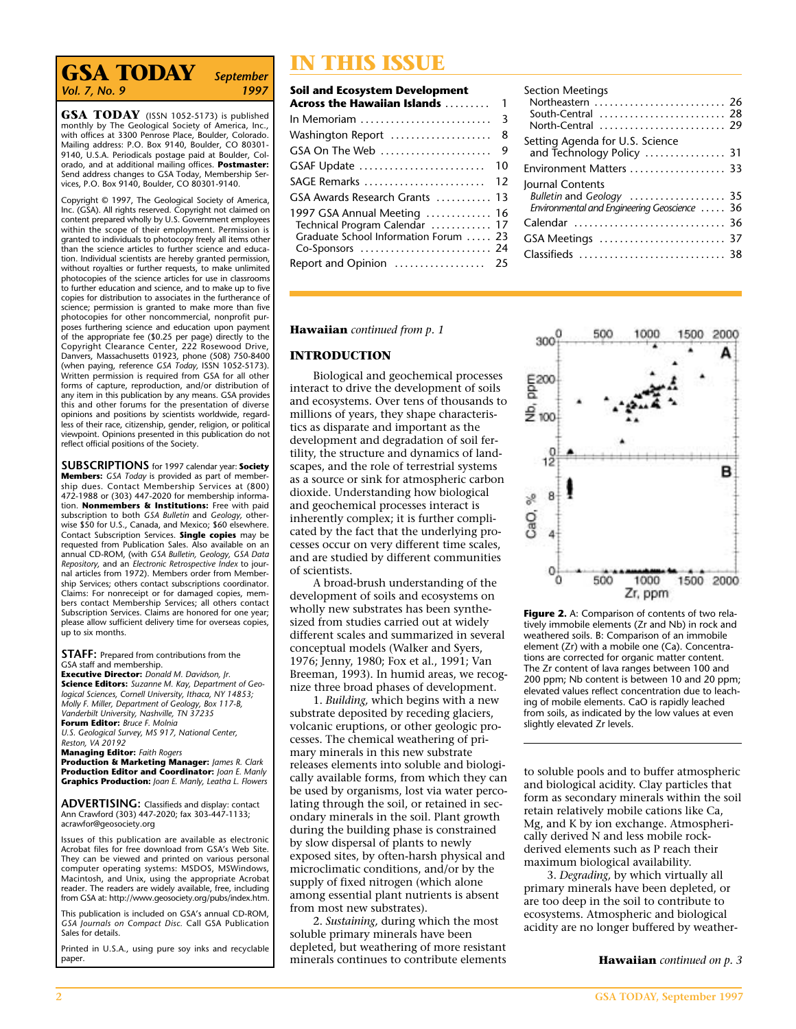# GSA TODAY

**September 1997, Vol. 7, No. 9**

**GSA TODAY** (ISSN 1052-5173) is published monthly by The Geological Society of America, Inc., with offices at 3300 Penrose Place, Boulder, Colorado. Mailing address: P.O. Box 9140, Boulder, CO 80301-9140, U.S.A. Periodicals postage paid at Boulder, Colorado, and at additional mailing offices. **Postmaster:** Send address changes to GSA Today, Membership Services, P.O. Box 9140, Boulder, CO 80301-9140.

Copyright © 1997, The Geological Society of America, Inc. (GSA). All rights reserved. Copyright not claimed on content prepared wholly by U.S. Government employees within the scope of their employment. Permission is granted to individuals to photocopy freely all items other than the science articles to further science and education. Individual scientists are hereby granted permission, without royalties or further requests, to make unlimited photocopies of the science articles for use in classrooms to further education and science, and to make up to five copies for distribution to associates in the furtherance of science; permission is granted to make more than five photocopies for other noncommercial, nonprofit purposes furthering science and education upon payment of the appropriate fee ($0.25 per page) directly to the Copyright Clearance Center, 222 Rosewood Drive, Danvers, Massachusetts 01923, phone (508) 750-8400 (when paying, reference *GSA Today*, ISSN 1052-5173). Written permission is required from GSA for all other forms of capture, reproduction, and/or distribution of any item in this publication by any means. GSA provides this and other forums for the presentation of diverse opinions and positions by scientists worldwide, regardless of their race, citizenship, gender, religion, or political viewpoint. Opinions presented in this publication do not reflect official positions of the Society.

**SUBSCRIPTIONS** for 1997 calendar year: **Society Members:** *GSA Today* is provided as part of membership dues. Contact Membership Services at (800) 472-1988 or (303) 447-2020 for membership information. **Nonmembers & Institutions:** Free with paid subscription to both *GSA Bulletin* and *Geology*, otherwise $50 for U.S., Canada, and Mexico; $60 elsewhere. Contact Subscription Services. **Single copies** may be requested from Publication Sales. Also available on an annual CD-ROM, (with *GSA Bulletin*, *Geology*, *GSA Data Repository*, and an *Electronic Retrospective Index* to journal articles from 1972). Members order from Membership Services; others contact subscriptions coordinator. Claims: For nonreceipt or for damaged copies, members contact Membership Services; all others contact Subscription Services. Claims are honored for one year; please allow sufficient delivery time for overseas copies, up to six months.

**STAFF:** Prepared from contributions from the GSA staff and membership.
**Executive Director:** *Donald M. Davidson, Jr.*
**Science Editors:** *Suzanne M. Kay, Department of Geological Sciences, Cornell University, Ithaca, NY 14853; Molly F. Miller, Department of Geology, Box 117-B, Vanderbilt University, Nashville, TN 37235*
**Forum Editor:** *Bruce F. Molnia, U.S. Geological Survey, MS 917, National Center, Reston, VA 20192*
**Managing Editor:** *Faith Rogers*
**Production & Marketing Manager:** *James R. Clark*
**Production Editor and Coordinator:** *Joan E. Manly*
**Graphics Production:** *Joan E. Manly, Leatha L. Flowers*

**ADVERTISING:** Classifieds and display: contact Ann Crawford (303) 447-2020; fax 303-447-1133; acrawfor@geosociety.org

Issues of this publication are available as electronic Acrobat files for free download from GSA's Web Site. They can be viewed and printed on various personal computer operating systems: MSDOS, MSWindows, Macintosh, and Unix, using the appropriate Acrobat reader. The readers are widely available, free, including from GSA at: http://www.geosociety.org/pubs/index.htm.

This publication is included on GSA's annual CD-ROM, *GSA Journals on Compact Disc.* Call GSA Publication Sales for details.

Printed in U.S.A., using pure soy inks and recyclable paper.

# IN THIS ISSUE

**Soil and Ecosystem Development Across the Hawaiian Islands** ........ 1
In Memoriam ........ 3
Washington Report ........ 8
GSA On The Web ........ 9
GSAF Update ........ 10
SAGE Remarks ........ 12
GSA Awards Research Grants ........ 13
1997 GSA Annual Meeting ........ 16
  Technical Program Calendar ........ 17
  Graduate School Information Forum ........ 23
  Co-Sponsors ........ 24
Report and Opinion ........ 25
Section Meetings
  Northeastern ........ 26
  South-Central ........ 28
  North-Central ........ 29
Setting Agenda for U.S. Science and Technology Policy ........ 31
Environment Matters ........ 33
Journal Contents
  *Bulletin* and *Geology* ........ 35
  *Environmental and Engineering Geoscience* ........ 36
Calendar ........ 36
GSA Meetings ........ 37
Classifieds ........ 38

**Hawaiian** *continued from p. 1*

## INTRODUCTION

Biological and geochemical processes interact to drive the development of soils and ecosystems. Over tens of thousands to millions of years, they shape characteristics as disparate and important as the development and degradation of soil fertility, the structure and dynamics of landscapes, and the role of terrestrial systems as a source or sink for atmospheric carbon dioxide. Understanding how biological and geochemical processes interact is inherently complex; it is further complicated by the fact that the underlying processes occur on very different time scales, and are studied by different communities of scientists.

A broad-brush understanding of the development of soils and ecosystems on wholly new substrates has been synthesized from studies carried out at widely different scales and summarized in several conceptual models (Walker and Syers, 1976; Jenny, 1980; Fox et al., 1991; Van Breeman, 1993). In humid areas, we recognize three broad phases of development.

1. *Building,* which begins with a new substrate deposited by receding glaciers, volcanic eruptions, or other geologic processes. The chemical weathering of primary minerals in this new substrate releases elements into soluble and biologically available forms, from which they can be used by organisms, lost via water percolating through the soil, or retained in secondary minerals in the soil. Plant growth during the building phase is constrained by slow dispersal of plants to newly exposed sites, by often-harsh physical and microclimatic conditions, and/or by the supply of fixed nitrogen (which alone among essential plant nutrients is absent from most new substrates).

2. *Sustaining,* during which the most soluble primary minerals have been depleted, but weathering of more resistant minerals continues to contribute elements to soluble pools and to buffer atmospheric and biological acidity. Clay particles that form as secondary minerals within the soil retain relatively mobile cations like Ca, Mg, and K by ion exchange. Atmospherically derived N and less mobile rock-derived elements such as P reach their maximum biological availability.

3. *Degrading,* by which virtually all primary minerals have been depleted, or are too deep in the soil to contribute to ecosystems. Atmospheric and biological acidity are no longer buffered by weather-

**Figure 2.** A: Comparison of contents of two relatively immobile elements (Zr and Nb) in rock and weathered soils. B: Comparison of an immobile element (Zr) with a mobile one (Ca). Concentrations are corrected for organic matter content. The Zr content of lava ranges between 100 and 200 ppm; Nb content is between 10 and 20 ppm; elevated values reflect concentration due to leaching of mobile elements. CaO is rapidly leached from soils, as indicated by the low values at even slightly elevated Zr levels.

**Hawaiian** *continued on p. 3*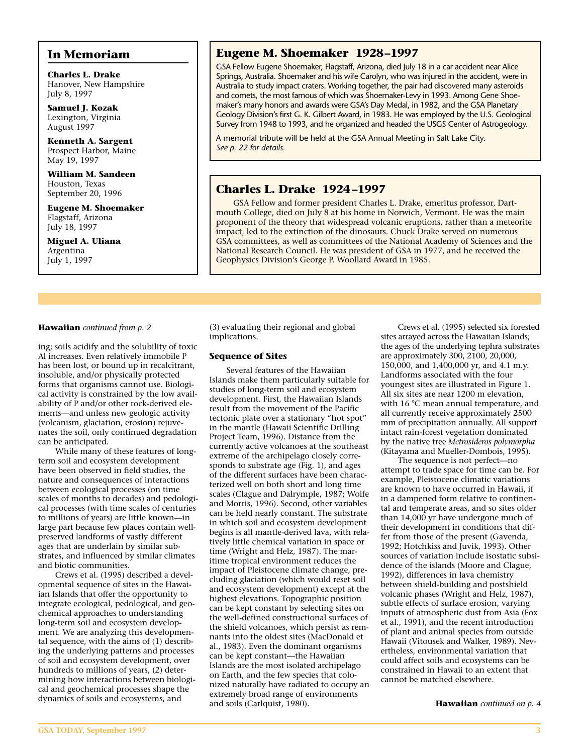## In Memoriam

**Charles L. Drake**
Hanover, New Hampshire
July 8, 1997

**Samuel J. Kozak**
Lexington, Virginia
August 1997

**Kenneth A. Sargent**
Prospect Harbor, Maine
May 19, 1997

**William M. Sandeen**
Houston, Texas
September 20, 1996

**Eugene M. Shoemaker**
Flagstaff, Arizona
July 18, 1997

**Miguel A. Uliana**
Argentina
July 1, 1997

## Eugene M. Shoemaker 1928–1997

GSA Fellow Eugene Shoemaker, Flagstaff, Arizona, died July 18 in a car accident near Alice Springs, Australia. Shoemaker and his wife Carolyn, who was injured in the accident, were in Australia to study impact craters. Working together, the pair had discovered many asteroids and comets, the most famous of which was Shoemaker-Levy in 1993. Among Gene Shoemaker's many honors and awards were GSA's Day Medal, in 1982, and the GSA Planetary Geology Division's first G. K. Gilbert Award, in 1983. He was employed by the U.S. Geological Survey from 1948 to 1993, and he organized and headed the USGS Center of Astrogeology.

A memorial tribute will be held at the GSA Annual Meeting in Salt Lake City. *See p. 22 for details.*

## Charles L. Drake 1924–1997

GSA Fellow and former president Charles L. Drake, emeritus professor, Dartmouth College, died on July 8 at his home in Norwich, Vermont. He was the main proponent of the theory that widespread volcanic eruptions, rather than a meteorite impact, led to the extinction of the dinosaurs. Chuck Drake served on numerous GSA committees, as well as committees of the National Academy of Sciences and the National Research Council. He was president of GSA in 1977, and he received the Geophysics Division's George P. Woollard Award in 1985.

---

**Hawaiian** *continued from p. 2*

ing; soils acidify and the solubility of toxic Al increases. Even relatively immobile P has been lost, or bound up in recalcitrant, insoluble, and/or physically protected forms that organisms cannot use. Biological activity is constrained by the low availability of P and/or other rock-derived elements—and unless new geologic activity (volcanism, glaciation, erosion) rejuvenates the soil, only continued degradation can be anticipated.

While many of these features of long-term soil and ecosystem development have been observed in field studies, the nature and consequences of interactions between ecological processes (on time scales of months to decades) and pedological processes (with time scales of centuries to millions of years) are little known—in large part because few places contain well-preserved landforms of vastly different ages that are underlain by similar substrates, and influenced by similar climates and biotic communities.

Crews et al. (1995) described a developmental sequence of sites in the Hawaiian Islands that offer the opportunity to integrate ecological, pedological, and geochemical approaches to understanding long-term soil and ecosystem development. We are analyzing this developmental sequence, with the aims of (1) describing the underlying patterns and processes of soil and ecosystem development, over hundreds to millions of years, (2) determining how interactions between biological and geochemical processes shape the dynamics of soils and ecosystems, and (3) evaluating their regional and global implications.

### Sequence of Sites

Several features of the Hawaiian Islands make them particularly suitable for studies of long-term soil and ecosystem development. First, the Hawaiian Islands result from the movement of the Pacific tectonic plate over a stationary "hot spot" in the mantle (Hawaii Scientific Drilling Project Team, 1996). Distance from the currently active volcanoes at the southeast extreme of the archipelago closely corresponds to substrate age (Fig. 1), and ages of the different surfaces have been characterized well on both short and long time scales (Clague and Dalrymple, 1987; Wolfe and Morris, 1996). Second, other variables can be held nearly constant. The substrate in which soil and ecosystem development begins is all mantle-derived lava, with relatively little chemical variation in space or time (Wright and Helz, 1987). The maritime tropical environment reduces the impact of Pleistocene climate change, precluding glaciation (which would reset soil and ecosystem development) except at the highest elevations. Topographic position can be kept constant by selecting sites on the well-defined constructional surfaces of the shield volcanoes, which persist as remnants into the oldest sites (MacDonald et al., 1983). Even the dominant organisms can be kept constant—the Hawaiian Islands are the most isolated archipelago on Earth, and the few species that colonized naturally have radiated to occupy an extremely broad range of environments and soils (Carlquist, 1980).

Crews et al. (1995) selected six forested sites arrayed across the Hawaiian Islands; the ages of the underlying tephra substrates are approximately 300, 2100, 20,000, 150,000, and 1,400,000 yr, and 4.1 m.y. Landforms associated with the four youngest sites are illustrated in Figure 1. All six sites are near 1200 m elevation, with 16 °C mean annual temperature, and all currently receive approximately 2500 mm of precipitation annually. All support intact rain-forest vegetation dominated by the native tree *Metrosideros polymorpha* (Kitayama and Mueller-Dombois, 1995).

The sequence is not perfect—no attempt to trade space for time can be. For example, Pleistocene climatic variations are known to have occurred in Hawaii, if in a dampened form relative to continental and temperate areas, and so sites older than 14,000 yr have undergone much of their development in conditions that differ from those of the present (Gavenda, 1992; Hotchkiss and Juvik, 1993). Other sources of variation include isostatic subsidence of the islands (Moore and Clague, 1992), differences in lava chemistry between shield-building and postshield volcanic phases (Wright and Helz, 1987), subtle effects of surface erosion, varying inputs of atmospheric dust from Asia (Fox et al., 1991), and the recent introduction of plant and animal species from outside Hawaii (Vitousek and Walker, 1989). Nevertheless, environmental variation that could affect soils and ecosystems can be constrained in Hawaii to an extent that cannot be matched elsewhere.

**Hawaiian** *continued on p. 4*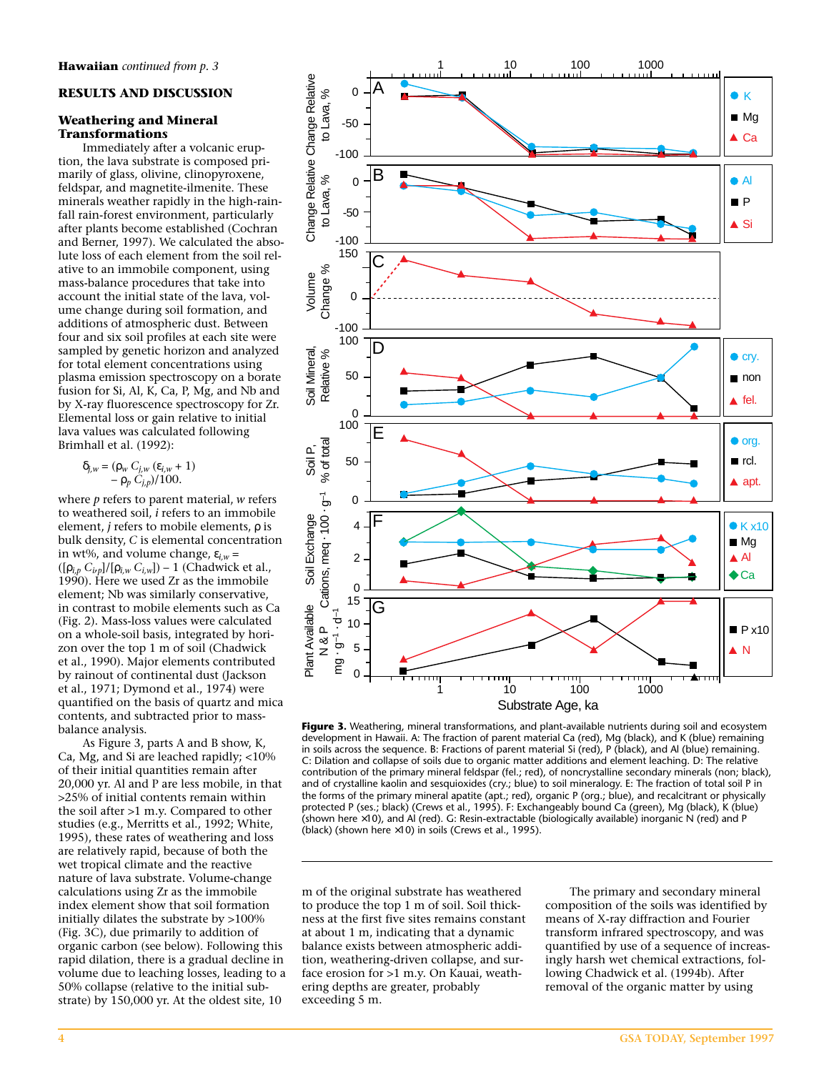**Hawaiian** *continued from p. 3*

## RESULTS AND DISCUSSION

### Weathering and Mineral Transformations

Immediately after a volcanic eruption, the lava substrate is composed primarily of glass, olivine, clinopyroxene, feldspar, and magnetite-ilmenite. These minerals weather rapidly in the high-rainfall rain-forest environment, particularly after plants become established (Cochran and Berner, 1997). We calculated the absolute loss of each element from the soil relative to an immobile component, using mass-balance procedures that take into account the initial state of the lava, volume change during soil formation, and additions of atmospheric dust. Between four and six soil profiles at each site were sampled by genetic horizon and analyzed for total element concentrations using plasma emission spectroscopy on a borate fusion for Si, Al, K, Ca, P, Mg, and Nb and by X-ray fluorescence spectroscopy for Zr. Elemental loss or gain relative to initial lava values was calculated following Brimhall et al. (1992):

$$\delta_{j,w} = (\rho_w\, C_{j,w}\, (\varepsilon_{i,w} + 1) - \rho_p\, C_{j,p})/100.$$

where $p$ refers to parent material, $w$ refers to weathered soil, $i$ refers to an immobile element, $j$ refers to mobile elements, $\rho$ is bulk density, $C$ is elemental concentration in wt%, and volume change, $\varepsilon_{i,w} = ([\rho_{i,p}\, C_{i,p}]/[\rho_{i,w}\, C_{i,w}]) - 1$ (Chadwick et al., 1990). Here we used Zr as the immobile element; Nb was similarly conservative, in contrast to mobile elements such as Ca (Fig. 2). Mass-loss values were calculated on a whole-soil basis, integrated by horizon over the top 1 m of soil (Chadwick et al., 1990). Major elements contributed by rainout of continental dust (Jackson et al., 1971; Dymond et al., 1974) were quantified on the basis of quartz and mica contents, and subtracted prior to mass-balance analysis.

As Figure 3, parts A and B show, K, Ca, Mg, and Si are leached rapidly; <10% of their initial quantities remain after 20,000 yr. Al and P are less mobile, in that >25% of initial contents remain within the soil after >1 m.y. Compared to other studies (e.g., Merritts et al., 1992; White, 1995), these rates of weathering and loss are relatively rapid, because of both the wet tropical climate and the reactive nature of lava substrate. Volume-change calculations using Zr as the immobile index element show that soil formation initially dilates the substrate by >100% (Fig. 3C), due primarily to addition of organic carbon (see below). Following this rapid dilation, there is a gradual decline in volume due to leaching losses, leading to a 50% collapse (relative to the initial substrate) by 150,000 yr. At the oldest site, 10 m of the original substrate has weathered to produce the top 1 m of soil. Soil thickness at the first five sites remains constant at about 1 m, indicating that a dynamic balance exists between atmospheric addition, weathering-driven collapse, and surface erosion for >1 m.y. On Kauai, weathering depths are greater, probably exceeding 5 m.

**Figure 3.** Weathering, mineral transformations, and plant-available nutrients during soil and ecosystem development in Hawaii. A: The fraction of parent material Ca (red), Mg (black), and K (blue) remaining in soils across the sequence. B: Fractions of parent material Si (red), P (black), and Al (blue) remaining. C: Dilation and collapse of soils due to organic matter additions and element leaching. D: The relative contribution of the primary mineral feldspar (fel.; red), of noncrystalline secondary minerals (non; black), and of crystalline kaolin and sesquioxides (cry.; blue) to soil mineralogy. E: The fraction of total soil P in the forms of the primary mineral apatite (apt.; red), organic P (org.; blue), and recalcitrant or physically protected P (ses.; black) (Crews et al., 1995). F: Exchangeably bound Ca (green), Mg (black), K (blue) (shown here ×10), and Al (red). G: Resin-extractable (biologically available) inorganic N (red) and P (black) (shown here ×10) in soils (Crews et al., 1995).

The primary and secondary mineral composition of the soils was identified by means of X-ray diffraction and Fourier transform infrared spectroscopy, and was quantified by use of a sequence of increasingly harsh wet chemical extractions, following Chadwick et al. (1994b). After removal of the organic matter by using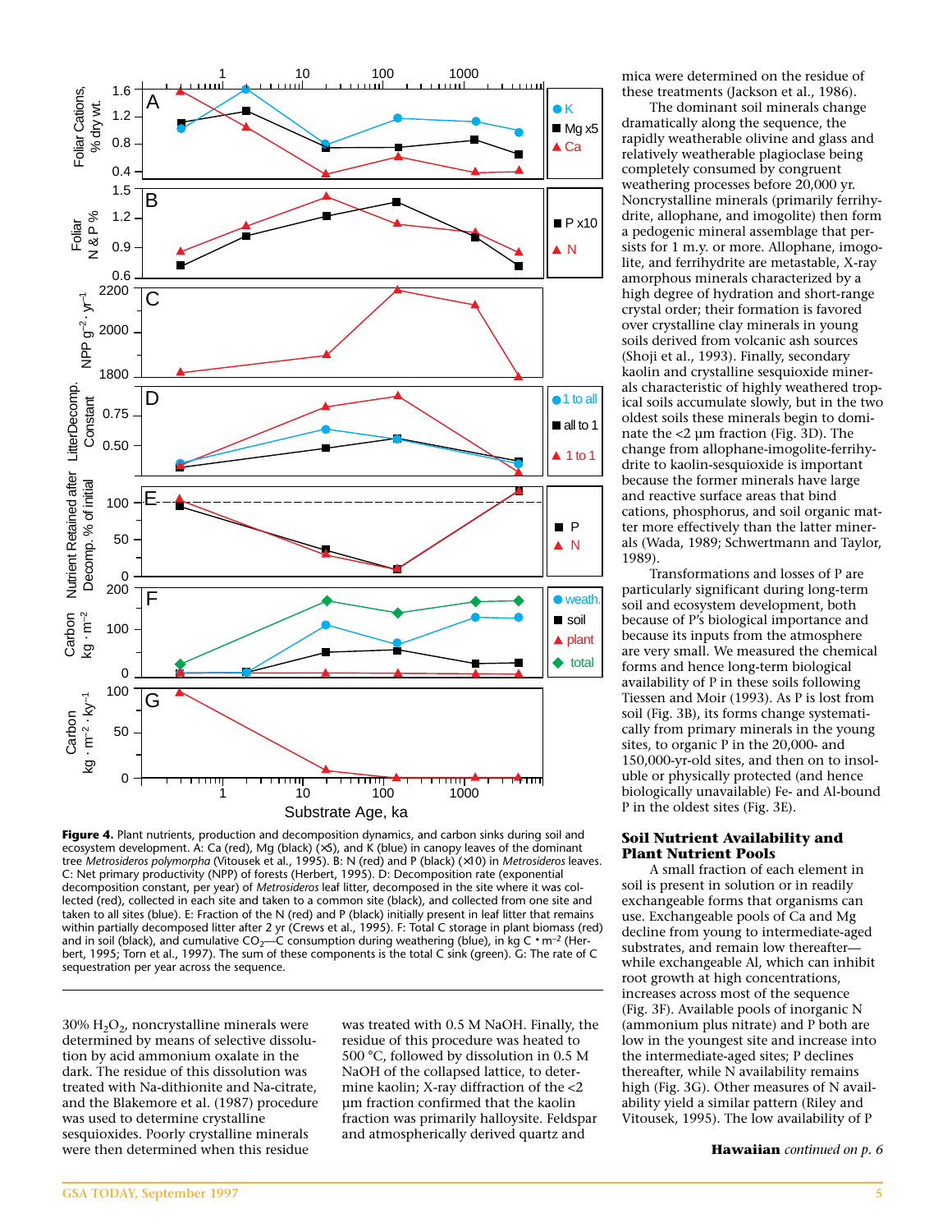**Figure 4.** Plant nutrients, production and decomposition dynamics, and carbon sinks during soil and ecosystem development. A: Ca (red), Mg (black) (×5), and K (blue) in canopy leaves of the dominant tree *Metrosideros polymorpha* (Vitousek et al., 1995). B: N (red) and P (black) (×10) in *Metrosideros* leaves. C: Net primary productivity (NPP) of forests (Herbert, 1995). D: Decomposition rate (exponential decomposition constant, per year) of *Metrosideros* leaf litter, decomposed in the site where it was collected (red), collected in each site and taken to a common site (black), and collected from one site and taken to all sites (blue). E: Fraction of the N (red) and P (black) initially present in leaf litter that remains within partially decomposed litter after 2 yr (Crews et al., 1995). F: Total C storage in plant biomass (red) and in soil (black), and cumulative $CO_2$—C consumption during weathering (blue), in kg C • $m^{-2}$ (Herbert, 1995; Torn et al., 1997). The sum of these components is the total C sink (green). G: The rate of C sequestration per year across the sequence.

30% $H_2O_2$, noncrystalline minerals were determined by means of selective dissolution by acid ammonium oxalate in the dark. The residue of this dissolution was treated with Na-dithionite and Na-citrate, and the Blakemore et al. (1987) procedure was used to determine crystalline sesquioxides. Poorly crystalline minerals were then determined when this residue was treated with 0.5 M NaOH. Finally, the residue of this procedure was heated to 500 °C, followed by dissolution in 0.5 M NaOH of the collapsed lattice, to determine kaolin; X-ray diffraction of the <2 µm fraction confirmed that the kaolin fraction was primarily halloysite. Feldspar and atmospherically derived quartz and mica were determined on the residue of these treatments (Jackson et al., 1986).

The dominant soil minerals change dramatically along the sequence, with the rapidly weatherable olivine and glass and relatively weatherable plagioclase being completely consumed by congruent weathering processes before 20,000 yr. Noncrystalline minerals (primarily ferrihydrite, allophane, and imogolite) then form a pedogenic mineral assemblage that persists for 1 m.y. or more. Allophane, imogolite, and ferrihydrite are metastable, X-ray amorphous minerals characterized by a high degree of hydration and short-range crystal order; their formation is favored over crystalline clay minerals in young soils derived from volcanic ash sources (Shoji et al., 1993). Finally, secondary kaolin and crystalline sesquioxide minerals characteristic of highly weathered tropical soils accumulate slowly, but in the two oldest soils these minerals begin to dominate the <2 µm fraction (Fig. 3D). The change from allophane-imogolite-ferrihydrite to kaolin-sesquioxide is important because the former minerals have large and reactive surface areas that bind cations, phosphorus, and soil organic matter more effectively than the latter minerals (Wada, 1989; Schwertmann and Taylor, 1989).

Transformations and losses of P are particularly significant during long-term soil and ecosystem development, both because of P's biological importance and because its inputs from the atmosphere are very small. We measured the chemical forms and hence long-term biological availability of P in these soils following Tiessen and Moir (1993). As P is lost from soil (Fig. 3B), its forms change systematically from primary minerals in the young sites, to organic P in the 20,000- and 150,000-yr-old sites, and then on to insoluble or physically protected (and hence biologically unavailable) Fe- and Al-bound P in the oldest sites (Fig. 3E).

## Soil Nutrient Availability and Plant Nutrient Pools

A small fraction of each element in soil is present in solution or in readily exchangeable forms that organisms can use. Exchangeable pools of Ca and Mg decline from young to intermediate-aged substrates, and remain low thereafter—while exchangeable Al, which can inhibit root growth at high concentrations, increases across most of the sequence (Fig. 3F). Available pools of inorganic N (ammonium plus nitrate) and P both are low in the youngest site and increase into the intermediate-aged sites; P declines thereafter, while N availability remains high (Fig. 3G). Other measures of N availability yield a similar pattern (Riley and Vitousek, 1995). The low availability of P

**Hawaiian** *continued on p. 6*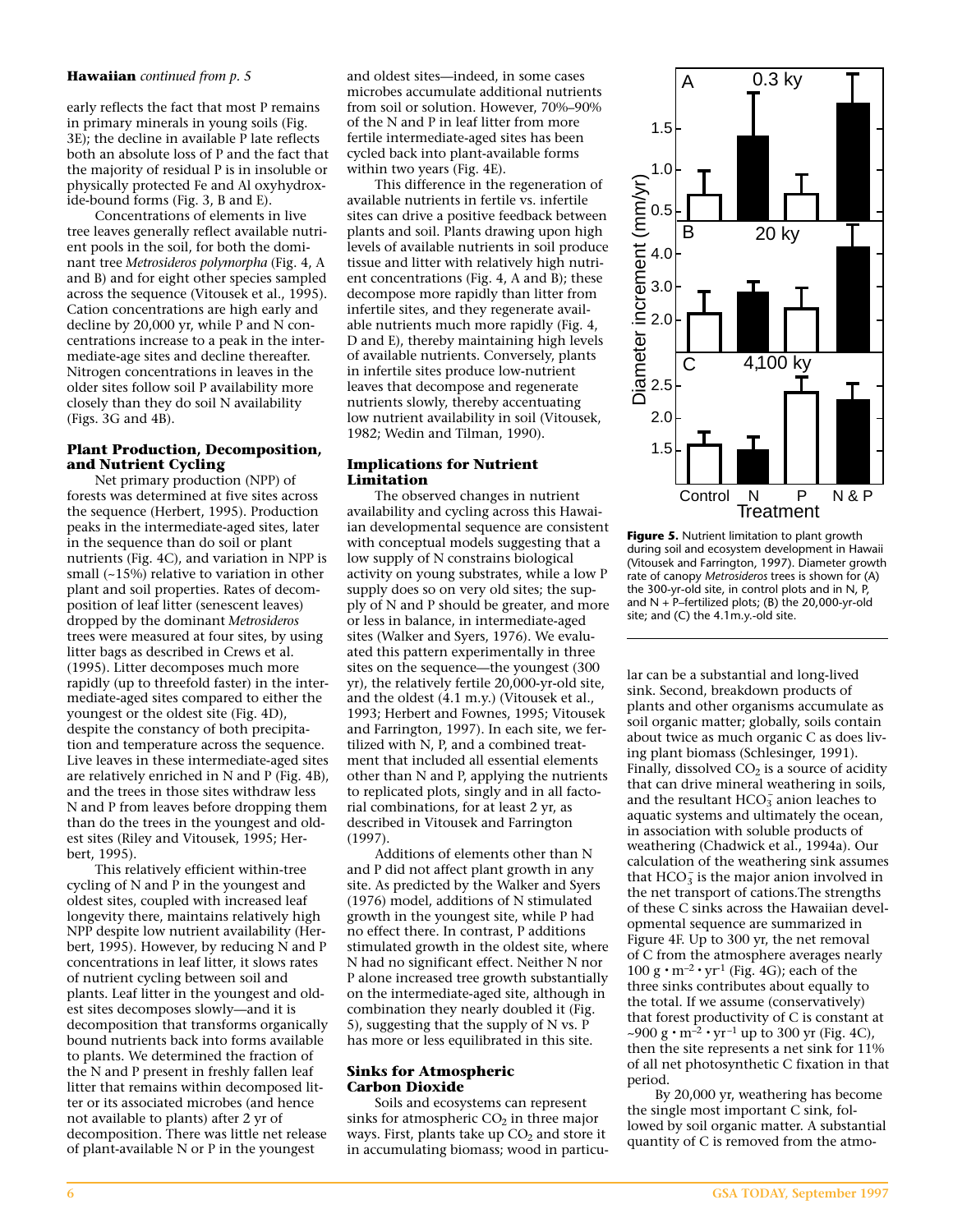**Hawaiian** *continued from p. 5*

early reflects the fact that most P remains in primary minerals in young soils (Fig. 3E); the decline in available P late reflects both an absolute loss of P and the fact that the majority of residual P is in insoluble or physically protected Fe and Al oxyhydroxide-bound forms (Fig. 3, B and E).

Concentrations of elements in live tree leaves generally reflect available nutrient pools in the soil, for both the dominant tree *Metrosideros polymorpha* (Fig. 4, A and B) and for eight other species sampled across the sequence (Vitousek et al., 1995). Cation concentrations are high early and decline by 20,000 yr, while P and N concentrations increase to a peak in the intermediate-age sites and decline thereafter. Nitrogen concentrations in leaves in the older sites follow soil P availability more closely than they do soil N availability (Figs. 3G and 4B).

## Plant Production, Decomposition, and Nutrient Cycling

Net primary production (NPP) of forests was determined at five sites across the sequence (Herbert, 1995). Production peaks in the intermediate-aged sites, later in the sequence than do soil or plant nutrients (Fig. 4C), and variation in NPP is small (~15%) relative to variation in other plant and soil properties. Rates of decomposition of leaf litter (senescent leaves) dropped by the dominant *Metrosideros* trees were measured at four sites, by using litter bags as described in Crews et al. (1995). Litter decomposes much more rapidly (up to threefold faster) in the intermediate-aged sites compared to either the youngest or the oldest site (Fig. 4D), despite the constancy of both precipitation and temperature across the sequence. Live leaves in these intermediate-aged sites are relatively enriched in N and P (Fig. 4B), and the trees in those sites withdraw less N and P from leaves before dropping them than do the trees in the youngest and oldest sites (Riley and Vitousek, 1995; Herbert, 1995).

This relatively efficient within-tree cycling of N and P in the youngest and oldest sites, coupled with increased leaf longevity there, maintains relatively high NPP despite low nutrient availability (Herbert, 1995). However, by reducing N and P concentrations in leaf litter, it slows rates of nutrient cycling between soil and plants. Leaf litter in the youngest and oldest sites decomposes slowly—and it is decomposition that transforms organically bound nutrients back into forms available to plants. We determined the fraction of the N and P present in freshly fallen leaf litter that remains within decomposed litter or its associated microbes (and hence not available to plants) after 2 yr of decomposition. There was little net release of plant-available N or P in the youngest and oldest sites—indeed, in some cases microbes accumulate additional nutrients from soil or solution. However, 70%–90% of the N and P in leaf litter from more fertile intermediate-aged sites has been cycled back into plant-available forms within two years (Fig. 4E).

This difference in the regeneration of available nutrients in fertile vs. infertile sites can drive a positive feedback between plants and soil. Plants drawing upon high levels of available nutrients in soil produce tissue and litter with relatively high nutrient concentrations (Fig. 4, A and B); these decompose more rapidly than litter from infertile sites, and they regenerate available nutrients much more rapidly (Fig. 4, D and E), thereby maintaining high levels of available nutrients. Conversely, plants in infertile sites produce low-nutrient leaves that decompose and regenerate nutrients slowly, thereby accentuating low nutrient availability in soil (Vitousek, 1982; Wedin and Tilman, 1990).

## Implications for Nutrient Limitation

The observed changes in nutrient availability and cycling across this Hawaiian developmental sequence are consistent with conceptual models suggesting that a low supply of N constrains biological activity on young substrates, while a low P supply does so on very old sites; the supply of N and P should be greater, and more or less in balance, in intermediate-aged sites (Walker and Syers, 1976). We evaluated this pattern experimentally in three sites on the sequence—the youngest (300 yr), the relatively fertile 20,000-yr-old site, and the oldest (4.1 m.y.) (Vitousek et al., 1993; Herbert and Fownes, 1995; Vitousek and Farrington, 1997). In each site, we fertilized with N, P, and a combined treatment that included all essential elements other than N and P, applying the nutrients to replicated plots, singly and in all factorial combinations, for at least 2 yr, as described in Vitousek and Farrington (1997).

Additions of elements other than N and P did not affect plant growth in any site. As predicted by the Walker and Syers (1976) model, additions of N stimulated growth in the youngest site, while P had no effect there. In contrast, P additions stimulated growth in the oldest site, where N had no significant effect. Neither N nor P alone increased tree growth substantially on the intermediate-aged site, although in combination they nearly doubled it (Fig. 5), suggesting that the supply of N vs. P has more or less equilibrated in this site.

**Figure 5.** Nutrient limitation to plant growth during soil and ecosystem development in Hawaii (Vitousek and Farrington, 1997). Diameter growth rate of canopy *Metrosideros* trees is shown for (A) the 300-yr-old site, in control plots and in N, P, and N + P–fertilized plots; (B) the 20,000-yr-old site; and (C) the 4.1m.y.-old site.

## Sinks for Atmospheric Carbon Dioxide

Soils and ecosystems can represent sinks for atmospheric $CO_2$ in three major ways. First, plants take up $CO_2$ and store it in accumulating biomass; wood in particular can be a substantial and long-lived sink. Second, breakdown products of plants and other organisms accumulate as soil organic matter; globally, soils contain about twice as much organic C as does living plant biomass (Schlesinger, 1991). Finally, dissolved $CO_2$ is a source of acidity that can drive mineral weathering in soils, and the resultant $HCO_3^-$ anion leaches to aquatic systems and ultimately the ocean, in association with soluble products of weathering (Chadwick et al., 1994a). Our calculation of the weathering sink assumes that $HCO_3^-$ is the major anion involved in the net transport of cations.The strengths of these C sinks across the Hawaiian developmental sequence are summarized in Figure 4F. Up to 300 yr, the net removal of C from the atmosphere averages nearly 100 $g \cdot m^{-2} \cdot yr^{-1}$ (Fig. 4G); each of the three sinks contributes about equally to the total. If we assume (conservatively) that forest productivity of C is constant at ~900 $g \cdot m^{-2} \cdot yr^{-1}$ up to 300 yr (Fig. 4C), then the site represents a net sink for 11% of all net photosynthetic C fixation in that period.

By 20,000 yr, weathering has become the single most important C sink, followed by soil organic matter. A substantial quantity of C is removed from the atmo-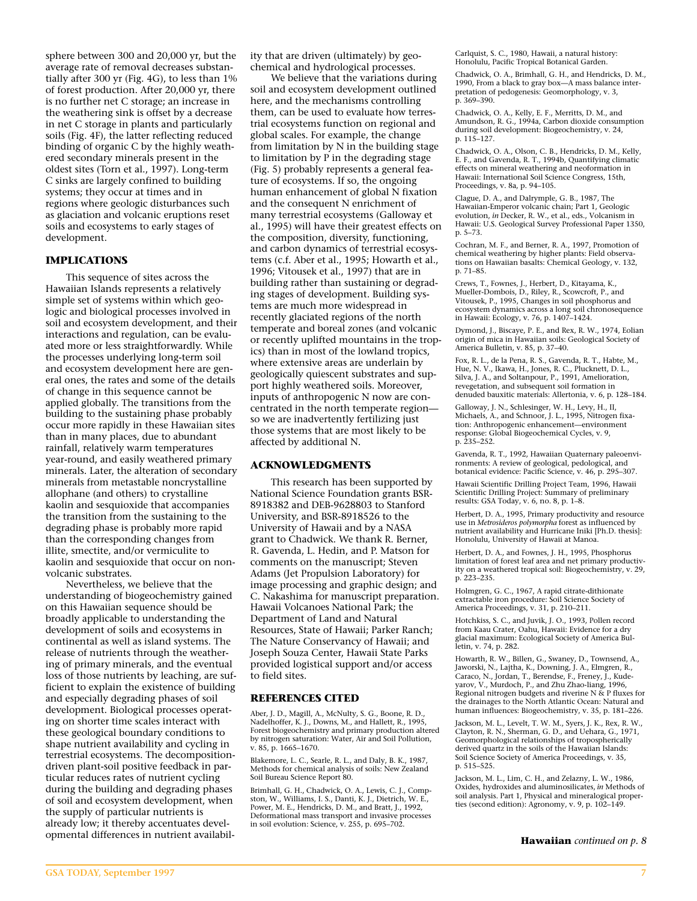sphere between 300 and 20,000 yr, but the average rate of removal decreases substantially after 300 yr (Fig. 4G), to less than 1% of forest production. After 20,000 yr, there is no further net C storage; an increase in the weathering sink is offset by a decrease in net C storage in plants and particularly soils (Fig. 4F), the latter reflecting reduced binding of organic C by the highly weathered secondary minerals present in the oldest sites (Torn et al., 1997). Long-term C sinks are largely confined to building systems; they occur at times and in regions where geologic disturbances such as glaciation and volcanic eruptions reset soils and ecosystems to early stages of development.

## IMPLICATIONS

This sequence of sites across the Hawaiian Islands represents a relatively simple set of systems within which geologic and biological processes involved in soil and ecosystem development, and their interactions and regulation, can be evaluated more or less straightforwardly. While the processes underlying long-term soil and ecosystem development here are general ones, the rates and some of the details of change in this sequence cannot be applied globally. The transitions from the building to the sustaining phase probably occur more rapidly in these Hawaiian sites than in many places, due to abundant rainfall, relatively warm temperatures year-round, and easily weathered primary minerals. Later, the alteration of secondary minerals from metastable noncrystalline allophane (and others) to crystalline kaolin and sesquioxide that accompanies the transition from the sustaining to the degrading phase is probably more rapid than the corresponding changes from illite, smectite, and/or vermiculite to kaolin and sesquioxide that occur on nonvolcanic substrates.

Nevertheless, we believe that the understanding of biogeochemistry gained on this Hawaiian sequence should be broadly applicable to understanding the development of soils and ecosystems in continental as well as island systems. The release of nutrients through the weathering of primary minerals, and the eventual loss of those nutrients by leaching, are sufficient to explain the existence of building and especially degrading phases of soil development. Biological processes operating on shorter time scales interact with these geological boundary conditions to shape nutrient availability and cycling in terrestrial ecosystems. The decomposition-driven plant-soil positive feedback in particular reduces rates of nutrient cycling during the building and degrading phases of soil and ecosystem development, when the supply of particular nutrients is already low; it thereby accentuates developmental differences in nutrient availability that are driven (ultimately) by geochemical and hydrological processes.

We believe that the variations during soil and ecosystem development outlined here, and the mechanisms controlling them, can be used to evaluate how terrestrial ecosystems function on regional and global scales. For example, the change from limitation by N in the building stage to limitation by P in the degrading stage (Fig. 5) probably represents a general feature of ecosystems. If so, the ongoing human enhancement of global N fixation and the consequent N enrichment of many terrestrial ecosystems (Galloway et al., 1995) will have their greatest effects on the composition, diversity, functioning, and carbon dynamics of terrestrial ecosystems (c.f. Aber et al., 1995; Howarth et al., 1996; Vitousek et al., 1997) that are in building rather than sustaining or degrading stages of development. Building systems are much more widespread in recently glaciated regions of the north temperate and boreal zones (and volcanic or recently uplifted mountains in the tropics) than in most of the lowland tropics, where extensive areas are underlain by geologically quiescent substrates and support highly weathered soils. Moreover, inputs of anthropogenic N now are concentrated in the north temperate region—so we are inadvertently fertilizing just those systems that are most likely to be affected by additional N.

## ACKNOWLEDGMENTS

This research has been supported by National Science Foundation grants BSR-8918382 and DEB-9628803 to Stanford University, and BSR-8918526 to the University of Hawaii and by a NASA grant to Chadwick. We thank R. Berner, R. Gavenda, L. Hedin, and P. Matson for comments on the manuscript; Steven Adams (Jet Propulsion Laboratory) for image processing and graphic design; and C. Nakashima for manuscript preparation. Hawaii Volcanoes National Park; the Department of Land and Natural Resources, State of Hawaii; Parker Ranch; The Nature Conservancy of Hawaii; and Joseph Souza Center, Hawaii State Parks provided logistical support and/or access to field sites.

## REFERENCES CITED

Aber, J. D., Magill, A., McNulty, S. G., Boone, R. D., Nadelhoffer, K. J., Downs, M., and Hallett, R., 1995, Forest biogeochemistry and primary production altered by nitrogen saturation: Water, Air and Soil Pollution, v. 85, p. 1665–1670.

Blakemore, L. C., Searle, R. L., and Daly, B. K., 1987, Methods for chemical analysis of soils: New Zealand Soil Bureau Science Report 80.

Brimhall, G. H., Chadwick, O. A., Lewis, C. J., Compston, W., Williams, I. S., Danti, K. J., Dietrich, W. E., Power, M. E., Hendricks, D. M., and Bratt, J., 1992, Deformational mass transport and invasive processes in soil evolution: Science, v. 255, p. 695–702.

Carlquist, S. C., 1980, Hawaii, a natural history: Honolulu, Pacific Tropical Botanical Garden.

Chadwick, O. A., Brimhall, G. H., and Hendricks, D. M., 1990, From a black to gray box—A mass balance interpretation of pedogenesis: Geomorphology, v. 3, p. 369–390.

Chadwick, O. A., Kelly, E. F., Merritts, D. M., and Amundson, R. G., 1994a, Carbon dioxide consumption during soil development: Biogeochemistry, v. 24, p. 115–127.

Chadwick, O. A., Olson, C. B., Hendricks, D. M., Kelly, E. F., and Gavenda, R. T., 1994b, Quantifying climatic effects on mineral weathering and neoformation in Hawaii: International Soil Science Congress, 15th, Proceedings, v. 8a, p. 94–105.

Clague, D. A., and Dalrymple, G. B., 1987, The Hawaiian-Emperor volcanic chain; Part 1, Geologic evolution, *in* Decker, R. W., et al., eds., Volcanism in Hawaii: U.S. Geological Survey Professional Paper 1350, p. 5–73.

Cochran, M. F., and Berner, R. A., 1997, Promotion of chemical weathering by higher plants: Field observations on Hawaiian basalts: Chemical Geology, v. 132, p. 71–85.

Crews, T., Fownes, J., Herbert, D., Kitayama, K., Mueller-Dombois, D., Riley, R., Scowcroft, P., and Vitousek, P., 1995, Changes in soil phosphorus and ecosystem dynamics across a long soil chronosequence in Hawaii: Ecology, v. 76, p. 1407–1424.

Dymond, J., Biscaye, P. E., and Rex, R. W., 1974, Eolian origin of mica in Hawaiian soils: Geological Society of America Bulletin, v. 85, p. 37–40.

Fox, R. L., de la Pena, R. S., Gavenda, R. T., Habte, M., Hue, N. V., Ikawa, H., Jones, R. C., Plucknett, D. L., Silva, J. A., and Soltanpour, P., 1991, Amelioration, revegetation, and subsequent soil formation in denuded bauxitic materials: Allertonia, v. 6, p. 128–184.

Galloway, J. N., Schlesinger, W. H., Levy, H., II, Michaels, A., and Schnoor, J. L., 1995, Nitrogen fixation: Anthropogenic enhancement—environment response: Global Biogeochemical Cycles, v. 9, p. 235–252.

Gavenda, R. T., 1992, Hawaiian Quaternary paleoenvironments: A review of geological, pedological, and botanical evidence: Pacific Science, v. 46, p. 295–307.

Hawaii Scientific Drilling Project Team, 1996, Hawaii Scientific Drilling Project: Summary of preliminary results: GSA Today, v. 6, no. 8, p. 1–8.

Herbert, D. A., 1995, Primary productivity and resource use in *Metrosideros polymorpha* forest as influenced by nutrient availability and Hurricane Iniki [Ph.D. thesis]: Honolulu, University of Hawaii at Manoa.

Herbert, D. A., and Fownes, J. H., 1995, Phosphorus limitation of forest leaf area and net primary productivity on a weathered tropical soil: Biogeochemistry, v. 29, p. 223–235.

Holmgren, G. C., 1967, A rapid citrate-dithionate extractable iron procedure: Soil Science Society of America Proceedings, v. 31, p. 210–211.

Hotchkiss, S. C., and Juvik, J. O., 1993, Pollen record from Kaau Crater, Oahu, Hawaii: Evidence for a dry glacial maximum: Ecological Society of America Bulletin, v. 74, p. 282.

Howarth, R. W., Billen, G., Swaney, D., Townsend, A., Jaworski, N., Lajtha, K., Downing, J. A., Elmgren, R., Caraco, N., Jordan, T., Berendse, F., Freney, J., Kudeyarov, V., Murdoch, P., and Zhu Zhao-liang, 1996, Regional nitrogen budgets and riverine N & P fluxes for the drainages to the North Atlantic Ocean: Natural and human influences: Biogeochemistry, v. 35, p. 181–226.

Jackson, M. L., Levelt, T. W. M., Syers, J. K., Rex, R. W., Clayton, R. N., Sherman, G. D., and Uehara, G., 1971, Geomorphological relationships of tropospherically derived quartz in the soils of the Hawaiian Islands: Soil Science Society of America Proceedings, v. 35, p. 515–525.

Jackson, M. L., Lim, C. H., and Zelazny, L. W., 1986, Oxides, hydroxides and aluminosilicates, *in* Methods of soil analysis. Part 1, Physical and mineralogical properties (second edition): Agronomy, v. 9, p. 102–149.

**Hawaiian** *continued on p. 8*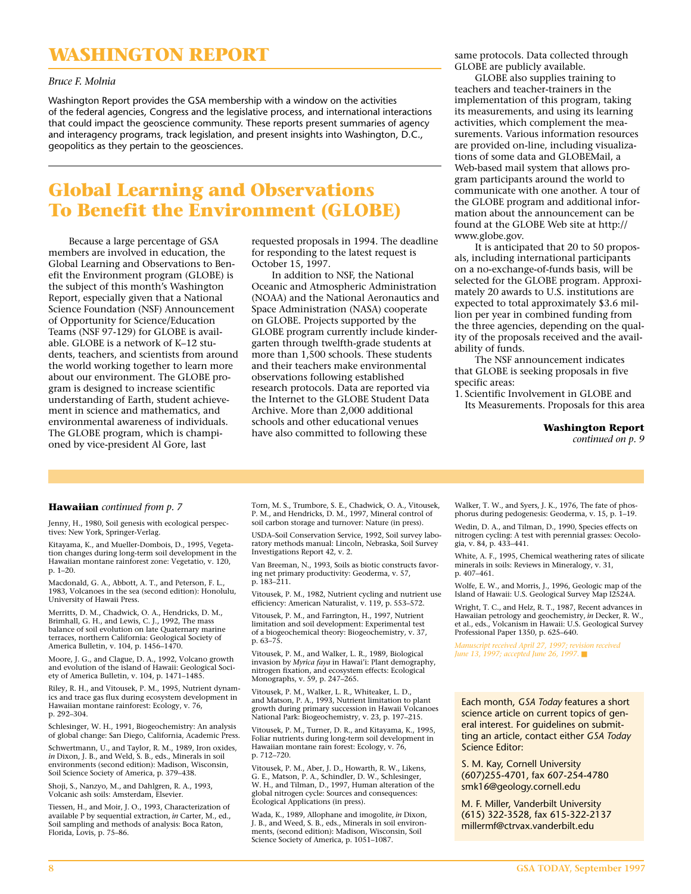# WASHINGTON REPORT

*Bruce F. Molnia*

Washington Report provides the GSA membership with a window on the activities of the federal agencies, Congress and the legislative process, and international interactions that could impact the geoscience community. These reports present summaries of agency and interagency programs, track legislation, and present insights into Washington, D.C., geopolitics as they pertain to the geosciences.

## Global Learning and Observations To Benefit the Environment (GLOBE)

Because a large percentage of GSA members are involved in education, the Global Learning and Observations to Benefit the Environment program (GLOBE) is the subject of this month's Washington Report, especially given that a National Science Foundation (NSF) Announcement of Opportunity for Science/Education Teams (NSF 97-129) for GLOBE is available. GLOBE is a network of K–12 students, teachers, and scientists from around the world working together to learn more about our environment. The GLOBE program is designed to increase scientific understanding of Earth, student achievement in science and mathematics, and environmental awareness of individuals. The GLOBE program, which is championed by vice-president Al Gore, last requested proposals in 1994. The deadline for responding to the latest request is October 15, 1997.

In addition to NSF, the National Oceanic and Atmospheric Administration (NOAA) and the National Aeronautics and Space Administration (NASA) cooperate on GLOBE. Projects supported by the GLOBE program currently include kindergarten through twelfth-grade students at more than 1,500 schools. These students and their teachers make environmental observations following established research protocols. Data are reported via the Internet to the GLOBE Student Data Archive. More than 2,000 additional schools and other educational venues have also committed to following these same protocols. Data collected through GLOBE are publicly available.

GLOBE also supplies training to teachers and teacher-trainers in the implementation of this program, taking its measurements, and using its learning activities, which complement the measurements. Various information resources are provided on-line, including visualizations of some data and GLOBEMail, a Web-based mail system that allows program participants around the world to communicate with one another. A tour of the GLOBE program and additional information about the announcement can be found at the GLOBE Web site at http://www.globe.gov.

It is anticipated that 20 to 50 proposals, including international participants on a no-exchange-of-funds basis, will be selected for the GLOBE program. Approximately 20 awards to U.S. institutions are expected to total approximately $3.6 million per year in combined funding from the three agencies, depending on the quality of the proposals received and the availability of funds.

The NSF announcement indicates that GLOBE is seeking proposals in five specific areas:

1. Scientific Involvement in GLOBE and Its Measurements. Proposals for this area

**Washington Report**
*continued on p. 9*

---

**Hawaiian** *continued from p. 7*

Jenny, H., 1980, Soil genesis with ecological perspectives: New York, Springer-Verlag.

Kitayama, K., and Mueller-Dombois, D., 1995, Vegetation changes during long-term soil development in the Hawaiian montane rainforest zone: Vegetatio, v. 120, p. 1–20.

Macdonald, G. A., Abbott, A. T., and Peterson, F. L., 1983, Volcanoes in the sea (second edition): Honolulu, University of Hawaii Press.

Merritts, D. M., Chadwick, O. A., Hendricks, D. M., Brimhall, G. H., and Lewis, C. J., 1992, The mass balance of soil evolution on late Quaternary marine terraces, northern California: Geological Society of America Bulletin, v. 104, p. 1456–1470.

Moore, J. G., and Clague, D. A., 1992, Volcano growth and evolution of the island of Hawaii: Geological Society of America Bulletin, v. 104, p. 1471–1485.

Riley, R. H., and Vitousek, P. M., 1995, Nutrient dynamics and trace gas flux during ecosystem development in Hawaiian montane rainforest: Ecology, v. 76, p. 292–304.

Schlesinger, W. H., 1991, Biogeochemistry: An analysis of global change: San Diego, California, Academic Press.

Schwertmann, U., and Taylor, R. M., 1989, Iron oxides, *in* Dixon, J. B., and Weld, S. B., eds., Minerals in soil environments (second edition): Madison, Wisconsin, Soil Science Society of America, p. 379–438.

Shoji, S., Nanzyo, M., and Dahlgren, R. A., 1993, Volcanic ash soils: Amsterdam, Elsevier.

Tiessen, H., and Moir, J. O., 1993, Characterization of available P by sequential extraction, *in* Carter, M., ed., Soil sampling and methods of analysis: Boca Raton, Florida, Lovis, p. 75–86.

Torn, M. S., Trumbore, S. E., Chadwick, O. A., Vitousek, P. M., and Hendricks, D. M., 1997, Mineral control of soil carbon storage and turnover: Nature (in press).

USDA–Soil Conservation Service, 1992, Soil survey laboratory methods manual: Lincoln, Nebraska, Soil Survey Investigations Report 42, v. 2.

Van Breeman, N., 1993, Soils as biotic constructs favoring net primary productivity: Geoderma, v. 57, p. 183–211.

Vitousek, P. M., 1982, Nutrient cycling and nutrient use efficiency: American Naturalist, v. 119, p. 553–572.

Vitousek, P. M., and Farrington, H., 1997, Nutrient limitation and soil development: Experimental test of a biogeochemical theory: Biogeochemistry, v. 37, p. 63–75.

Vitousek, P. M., and Walker, L. R., 1989, Biological invasion by *Myrica faya* in Hawai'i: Plant demography, nitrogen fixation, and ecosystem effects: Ecological Monographs, v. 59, p. 247–265.

Vitousek, P. M., Walker, L. R., Whiteaker, L. D., and Matson, P. A., 1993, Nutrient limitation to plant growth during primary succession in Hawaii Volcanoes National Park: Biogeochemistry, v. 23, p. 197–215.

Vitousek, P. M., Turner, D. R., and Kitayama, K., 1995, Foliar nutrients during long-term soil development in Hawaiian montane rain forest: Ecology, v. 76, p. 712–720.

Vitousek, P. M., Aber, J. D., Howarth, R. W., Likens, G. E., Matson, P. A., Schindler, D. W., Schlesinger, W. H., and Tilman, D., 1997, Human alteration of the global nitrogen cycle: Sources and consequences: Ecological Applications (in press).

Wada, K., 1989, Allophane and imogolite, *in* Dixon, J. B., and Weed, S. B., eds., Minerals in soil environments, (second edition): Madison, Wisconsin, Soil Science Society of America, p. 1051–1087.

Walker, T. W., and Syers, J. K., 1976, The fate of phosphorus during pedogenesis: Geoderma, v. 15, p. 1–19.

Wedin, D. A., and Tilman, D., 1990, Species effects on nitrogen cycling: A test with perennial grasses: Oecologia, v. 84, p. 433–441.

White, A. F., 1995, Chemical weathering rates of silicate minerals in soils: Reviews in Mineralogy, v. 31, p. 407–461.

Wolfe, E. W., and Morris, J., 1996, Geologic map of the Island of Hawaii: U.S. Geological Survey Map I2524A.

Wright, T. C., and Helz, R. T., 1987, Recent advances in Hawaiian petrology and geochemistry, *in* Decker, R. W., et al., eds., Volcanism in Hawaii: U.S. Geological Survey Professional Paper 1350, p. 625–640.

*Manuscript received April 27, 1997; revision received June 13, 1997; accepted June 26, 1997.* ■

---

Each month, *GSA Today* features a short science article on current topics of general interest. For guidelines on submitting an article, contact either *GSA Today* Science Editor:

S. M. Kay, Cornell University
(607)255-4701, fax 607-254-4780
smk16@geology.cornell.edu

M. F. Miller, Vanderbilt University
(615) 322-3528, fax 615-322-2137
millermf@ctrvax.vanderbilt.edu